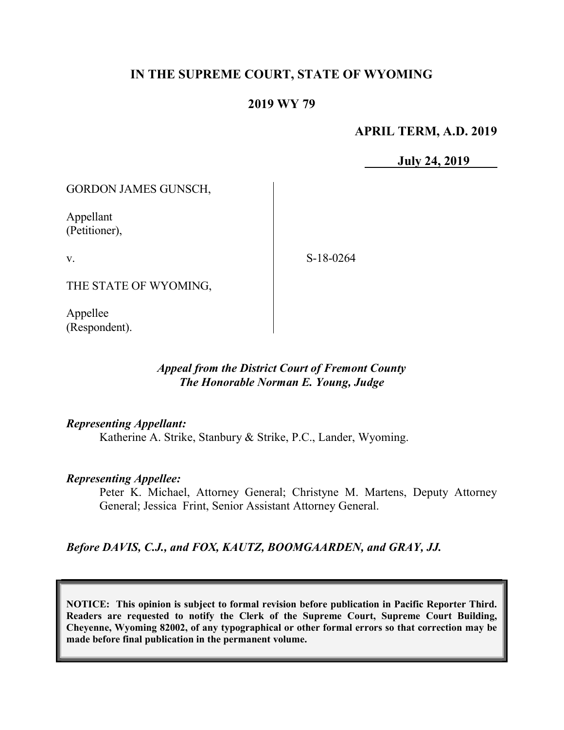# IN THE SUPREME COURT, STATE OF WYOMING

## 2019 WY 79

**APRIL TERM, A.D. 2019**

**July 24, 2019**

GORDON JAMES GUNSCH,

Appellant
(Petitioner),

v.

THE STATE OF WYOMING,

Appellee
(Respondent).

S-18-0264

*Appeal from the District Court of Fremont County*
*The Honorable Norman E. Young, Judge*

*Representing Appellant:*

Katherine A. Strike, Stanbury & Strike, P.C., Lander, Wyoming.

*Representing Appellee:*

Peter K. Michael, Attorney General; Christyne M. Martens, Deputy Attorney General; Jessica Frint, Senior Assistant Attorney General.

*Before DAVIS, C.J., and FOX, KAUTZ, BOOMGAARDEN, and GRAY, JJ.*

**NOTICE: This opinion is subject to formal revision before publication in Pacific Reporter Third. Readers are requested to notify the Clerk of the Supreme Court, Supreme Court Building, Cheyenne, Wyoming 82002, of any typographical or other formal errors so that correction may be made before final publication in the permanent volume.**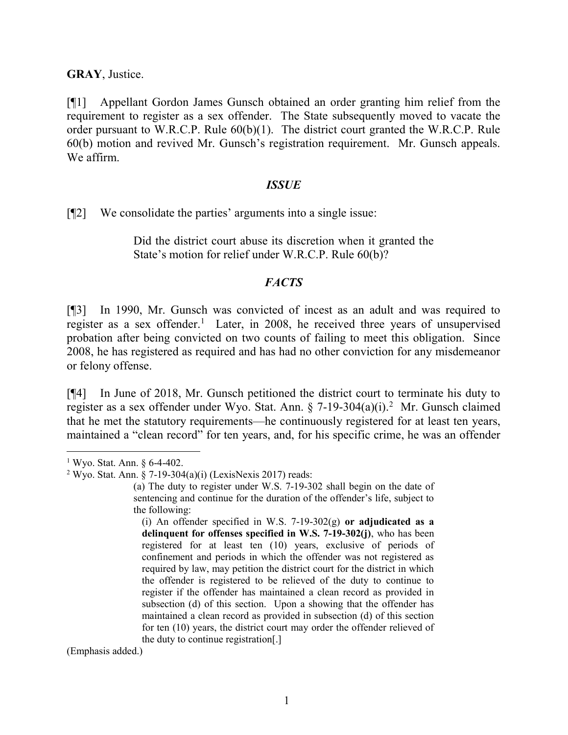**GRAY**, Justice.

[¶1] Appellant Gordon James Gunsch obtained an order granting him relief from the requirement to register as a sex offender. The State subsequently moved to vacate the order pursuant to W.R.C.P. Rule 60(b)(1). The district court granted the W.R.C.P. Rule 60(b) motion and revived Mr. Gunsch's registration requirement. Mr. Gunsch appeals. We affirm.

## *ISSUE*

[¶2] We consolidate the parties' arguments into a single issue:

> Did the district court abuse its discretion when it granted the State's motion for relief under W.R.C.P. Rule 60(b)?

## *FACTS*

[¶3] In 1990, Mr. Gunsch was convicted of incest as an adult and was required to register as a sex offender.[1] Later, in 2008, he received three years of unsupervised probation after being convicted on two counts of failing to meet this obligation. Since 2008, he has registered as required and has had no other conviction for any misdemeanor or felony offense.

[¶4] In June of 2018, Mr. Gunsch petitioned the district court to terminate his duty to register as a sex offender under Wyo. Stat. Ann. § 7-19-304(a)(i).[2] Mr. Gunsch claimed that he met the statutory requirements—he continuously registered for at least ten years, maintained a "clean record" for ten years, and, for his specific crime, he was an offender

---

[1] Wyo. Stat. Ann. § 6-4-402.

[2] Wyo. Stat. Ann. § 7-19-304(a)(i) (LexisNexis 2017) reads:

> (a) The duty to register under W.S. 7-19-302 shall begin on the date of sentencing and continue for the duration of the offender's life, subject to the following:
>
> (i) An offender specified in W.S. 7-19-302(g) **or adjudicated as a delinquent for offenses specified in W.S. 7-19-302(j)**, who has been registered for at least ten (10) years, exclusive of periods of confinement and periods in which the offender was not registered as required by law, may petition the district court for the district in which the offender is registered to be relieved of the duty to continue to register if the offender has maintained a clean record as provided in subsection (d) of this section. Upon a showing that the offender has maintained a clean record as provided in subsection (d) of this section for ten (10) years, the district court may order the offender relieved of the duty to continue registration[.]

(Emphasis added.)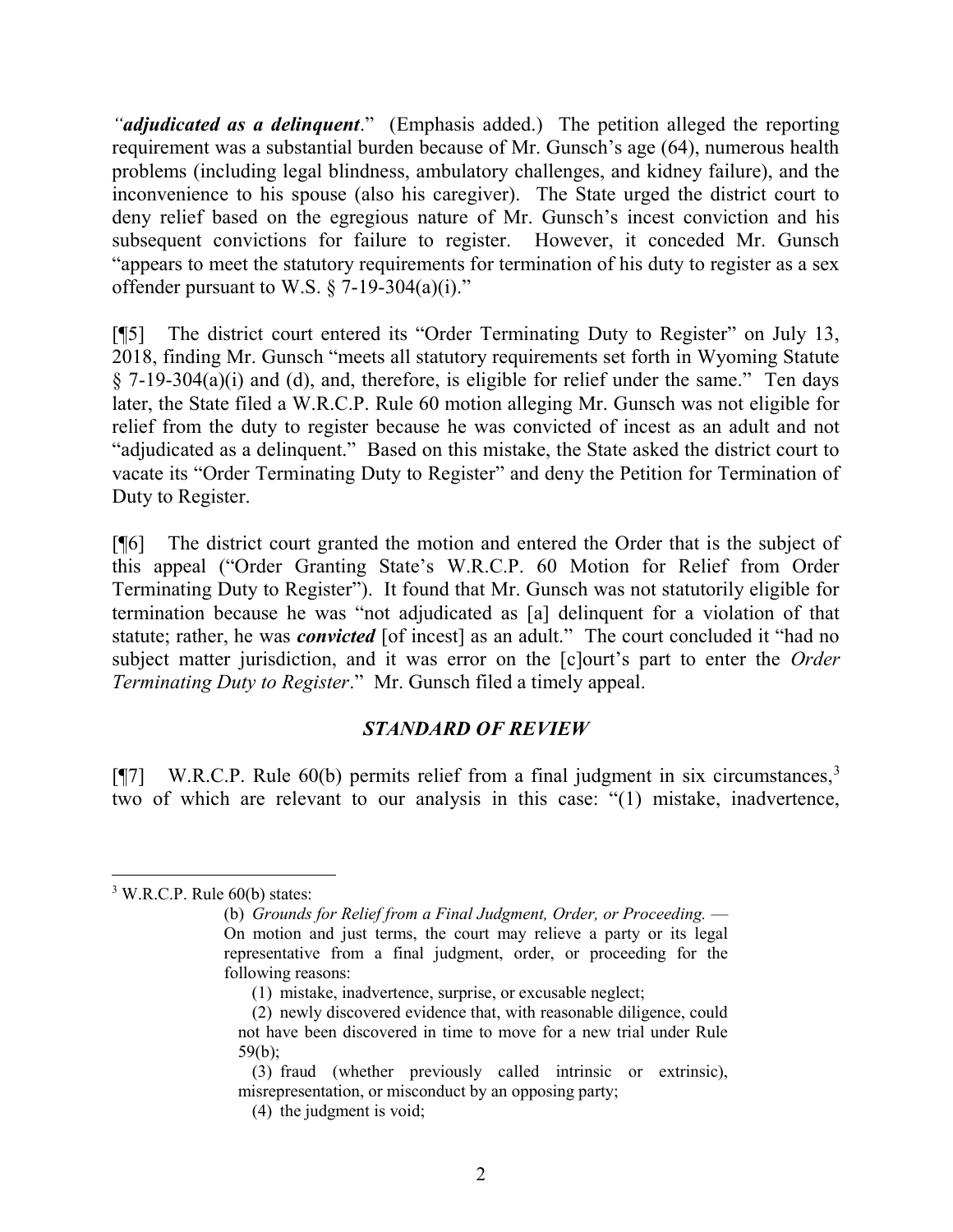*"**adjudicated as a delinquent**."* (Emphasis added.) The petition alleged the reporting requirement was a substantial burden because of Mr. Gunsch's age (64), numerous health problems (including legal blindness, ambulatory challenges, and kidney failure), and the inconvenience to his spouse (also his caregiver). The State urged the district court to deny relief based on the egregious nature of Mr. Gunsch's incest conviction and his subsequent convictions for failure to register. However, it conceded Mr. Gunsch "appears to meet the statutory requirements for termination of his duty to register as a sex offender pursuant to W.S. § 7-19-304(a)(i)."

[¶5] The district court entered its "Order Terminating Duty to Register" on July 13, 2018, finding Mr. Gunsch "meets all statutory requirements set forth in Wyoming Statute § 7-19-304(a)(i) and (d), and, therefore, is eligible for relief under the same." Ten days later, the State filed a W.R.C.P. Rule 60 motion alleging Mr. Gunsch was not eligible for relief from the duty to register because he was convicted of incest as an adult and not "adjudicated as a delinquent." Based on this mistake, the State asked the district court to vacate its "Order Terminating Duty to Register" and deny the Petition for Termination of Duty to Register.

[¶6] The district court granted the motion and entered the Order that is the subject of this appeal ("Order Granting State's W.R.C.P. 60 Motion for Relief from Order Terminating Duty to Register"). It found that Mr. Gunsch was not statutorily eligible for termination because he was "not adjudicated as [a] delinquent for a violation of that statute; rather, he was ***convicted*** [of incest] as an adult." The court concluded it "had no subject matter jurisdiction, and it was error on the [c]ourt's part to enter the *Order Terminating Duty to Register*." Mr. Gunsch filed a timely appeal.

## *STANDARD OF REVIEW*

[¶7] W.R.C.P. Rule 60(b) permits relief from a final judgment in six circumstances,[3] two of which are relevant to our analysis in this case: "(1) mistake, inadvertence,

---

[3] W.R.C.P. Rule 60(b) states:

> (b) *Grounds for Relief from a Final Judgment, Order, or Proceeding.* — On motion and just terms, the court may relieve a party or its legal representative from a final judgment, order, or proceeding for the following reasons:
>
> (1) mistake, inadvertence, surprise, or excusable neglect;
>
> (2) newly discovered evidence that, with reasonable diligence, could not have been discovered in time to move for a new trial under Rule 59(b);
>
> (3) fraud (whether previously called intrinsic or extrinsic), misrepresentation, or misconduct by an opposing party;
>
> (4) the judgment is void;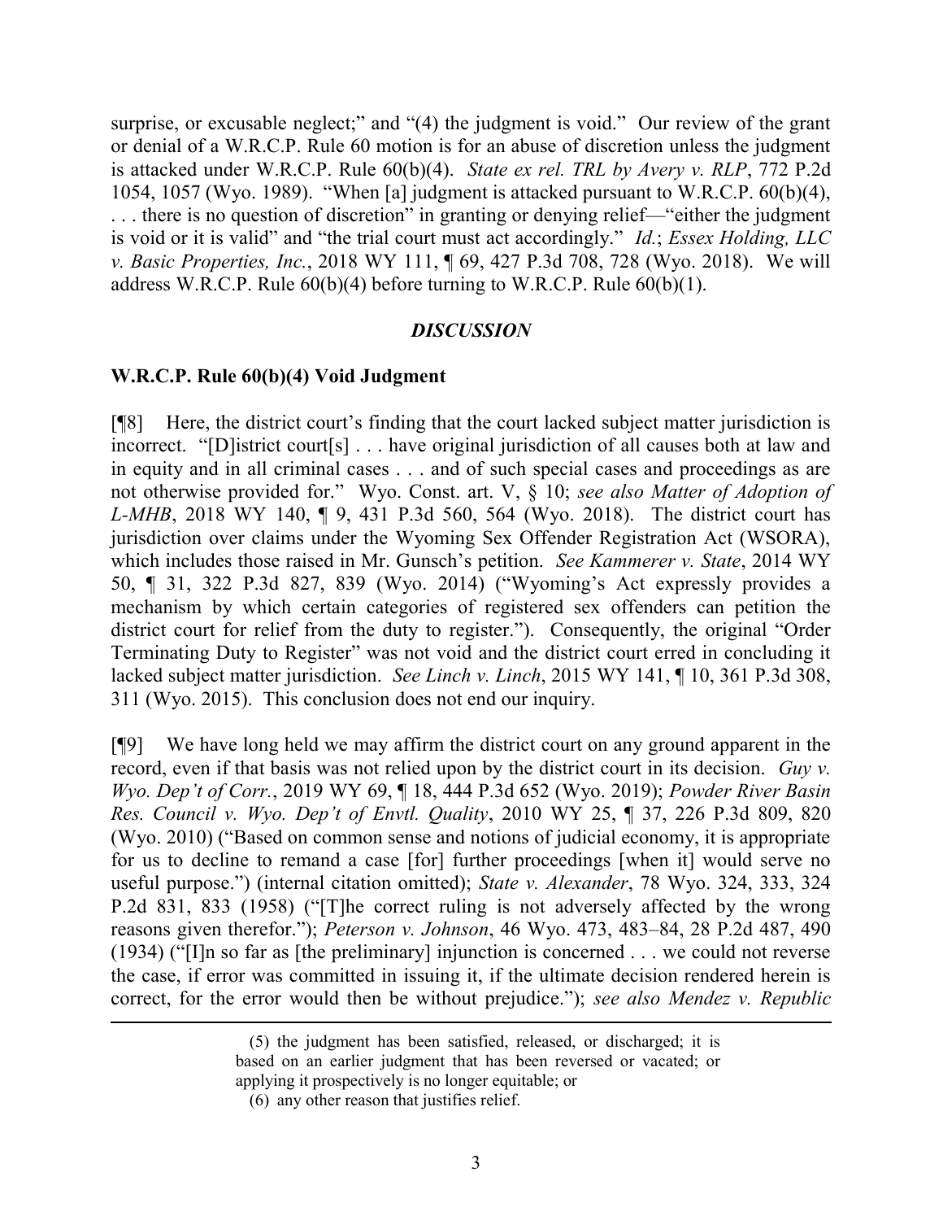surprise, or excusable neglect;" and "(4) the judgment is void." Our review of the grant or denial of a W.R.C.P. Rule 60 motion is for an abuse of discretion unless the judgment is attacked under W.R.C.P. Rule 60(b)(4). *State ex rel. TRL by Avery v. RLP*, 772 P.2d 1054, 1057 (Wyo. 1989). "When [a] judgment is attacked pursuant to W.R.C.P. 60(b)(4), . . . there is no question of discretion" in granting or denying relief—"either the judgment is void or it is valid" and "the trial court must act accordingly." *Id.*; *Essex Holding, LLC v. Basic Properties, Inc.*, 2018 WY 111, ¶ 69, 427 P.3d 708, 728 (Wyo. 2018). We will address W.R.C.P. Rule 60(b)(4) before turning to W.R.C.P. Rule 60(b)(1).

## *DISCUSSION*

### W.R.C.P. Rule 60(b)(4) Void Judgment

[¶8] Here, the district court's finding that the court lacked subject matter jurisdiction is incorrect. "[D]istrict court[s] . . . have original jurisdiction of all causes both at law and in equity and in all criminal cases . . . and of such special cases and proceedings as are not otherwise provided for." Wyo. Const. art. V, § 10; *see also Matter of Adoption of L-MHB*, 2018 WY 140, ¶ 9, 431 P.3d 560, 564 (Wyo. 2018). The district court has jurisdiction over claims under the Wyoming Sex Offender Registration Act (WSORA), which includes those raised in Mr. Gunsch's petition. *See Kammerer v. State*, 2014 WY 50, ¶ 31, 322 P.3d 827, 839 (Wyo. 2014) ("Wyoming's Act expressly provides a mechanism by which certain categories of registered sex offenders can petition the district court for relief from the duty to register."). Consequently, the original "Order Terminating Duty to Register" was not void and the district court erred in concluding it lacked subject matter jurisdiction. *See Linch v. Linch*, 2015 WY 141, ¶ 10, 361 P.3d 308, 311 (Wyo. 2015). This conclusion does not end our inquiry.

[¶9] We have long held we may affirm the district court on any ground apparent in the record, even if that basis was not relied upon by the district court in its decision. *Guy v. Wyo. Dep't of Corr.*, 2019 WY 69, ¶ 18, 444 P.3d 652 (Wyo. 2019); *Powder River Basin Res. Council v. Wyo. Dep't of Envtl. Quality*, 2010 WY 25, ¶ 37, 226 P.3d 809, 820 (Wyo. 2010) ("Based on common sense and notions of judicial economy, it is appropriate for us to decline to remand a case [for] further proceedings [when it] would serve no useful purpose.") (internal citation omitted); *State v. Alexander*, 78 Wyo. 324, 333, 324 P.2d 831, 833 (1958) ("[T]he correct ruling is not adversely affected by the wrong reasons given therefor."); *Peterson v. Johnson*, 46 Wyo. 473, 483–84, 28 P.2d 487, 490 (1934) ("[I]n so far as [the preliminary] injunction is concerned . . . we could not reverse the case, if error was committed in issuing it, if the ultimate decision rendered herein is correct, for the error would then be without prejudice."); *see also Mendez v. Republic*

---

> (5) the judgment has been satisfied, released, or discharged; it is based on an earlier judgment that has been reversed or vacated; or applying it prospectively is no longer equitable; or
>
> (6) any other reason that justifies relief.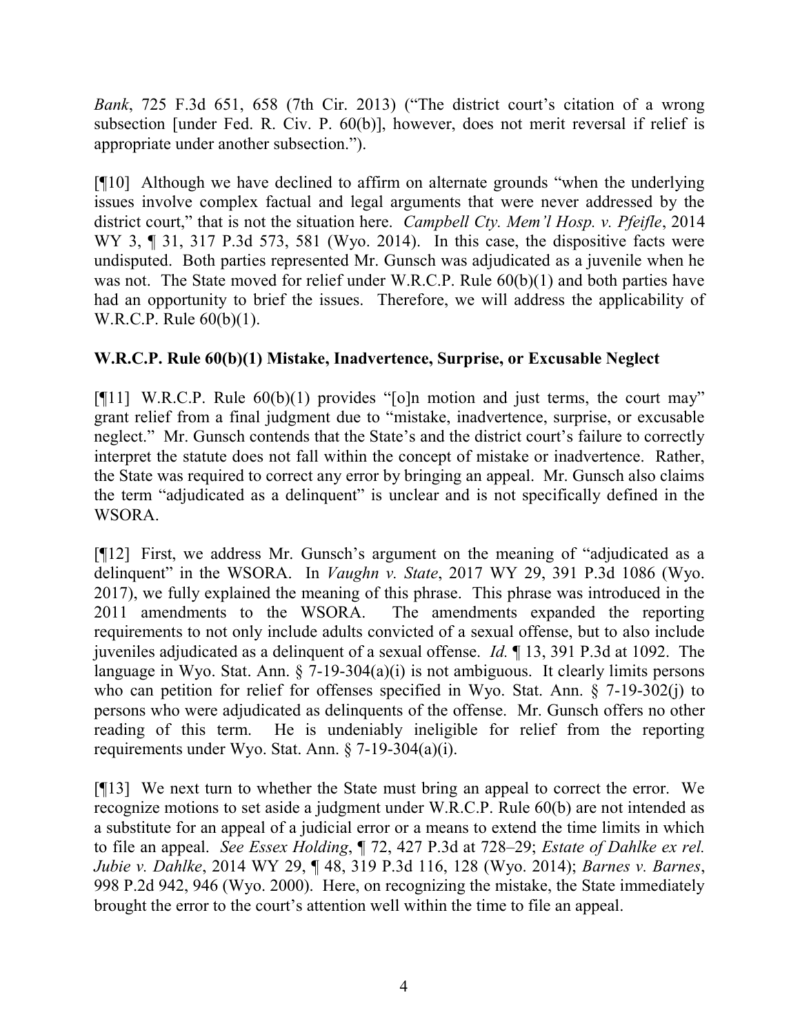*Bank*, 725 F.3d 651, 658 (7th Cir. 2013) ("The district court's citation of a wrong subsection [under Fed. R. Civ. P. 60(b)], however, does not merit reversal if relief is appropriate under another subsection.").

[¶10] Although we have declined to affirm on alternate grounds "when the underlying issues involve complex factual and legal arguments that were never addressed by the district court," that is not the situation here. *Campbell Cty. Mem'l Hosp. v. Pfeifle*, 2014 WY 3, ¶ 31, 317 P.3d 573, 581 (Wyo. 2014). In this case, the dispositive facts were undisputed. Both parties represented Mr. Gunsch was adjudicated as a juvenile when he was not. The State moved for relief under W.R.C.P. Rule 60(b)(1) and both parties have had an opportunity to brief the issues. Therefore, we will address the applicability of W.R.C.P. Rule 60(b)(1).

**W.R.C.P. Rule 60(b)(1) Mistake, Inadvertence, Surprise, or Excusable Neglect**

[¶11] W.R.C.P. Rule 60(b)(1) provides "[o]n motion and just terms, the court may" grant relief from a final judgment due to "mistake, inadvertence, surprise, or excusable neglect." Mr. Gunsch contends that the State's and the district court's failure to correctly interpret the statute does not fall within the concept of mistake or inadvertence. Rather, the State was required to correct any error by bringing an appeal. Mr. Gunsch also claims the term "adjudicated as a delinquent" is unclear and is not specifically defined in the WSORA.

[¶12] First, we address Mr. Gunsch's argument on the meaning of "adjudicated as a delinquent" in the WSORA. In *Vaughn v. State*, 2017 WY 29, 391 P.3d 1086 (Wyo. 2017), we fully explained the meaning of this phrase. This phrase was introduced in the 2011 amendments to the WSORA. The amendments expanded the reporting requirements to not only include adults convicted of a sexual offense, but to also include juveniles adjudicated as a delinquent of a sexual offense. *Id.* ¶ 13, 391 P.3d at 1092. The language in Wyo. Stat. Ann. § 7-19-304(a)(i) is not ambiguous. It clearly limits persons who can petition for relief for offenses specified in Wyo. Stat. Ann. § 7-19-302(j) to persons who were adjudicated as delinquents of the offense. Mr. Gunsch offers no other reading of this term. He is undeniably ineligible for relief from the reporting requirements under Wyo. Stat. Ann. § 7-19-304(a)(i).

[¶13] We next turn to whether the State must bring an appeal to correct the error. We recognize motions to set aside a judgment under W.R.C.P. Rule 60(b) are not intended as a substitute for an appeal of a judicial error or a means to extend the time limits in which to file an appeal. *See Essex Holding*, ¶ 72, 427 P.3d at 728–29; *Estate of Dahlke ex rel. Jubie v. Dahlke*, 2014 WY 29, ¶ 48, 319 P.3d 116, 128 (Wyo. 2014); *Barnes v. Barnes*, 998 P.2d 942, 946 (Wyo. 2000). Here, on recognizing the mistake, the State immediately brought the error to the court's attention well within the time to file an appeal.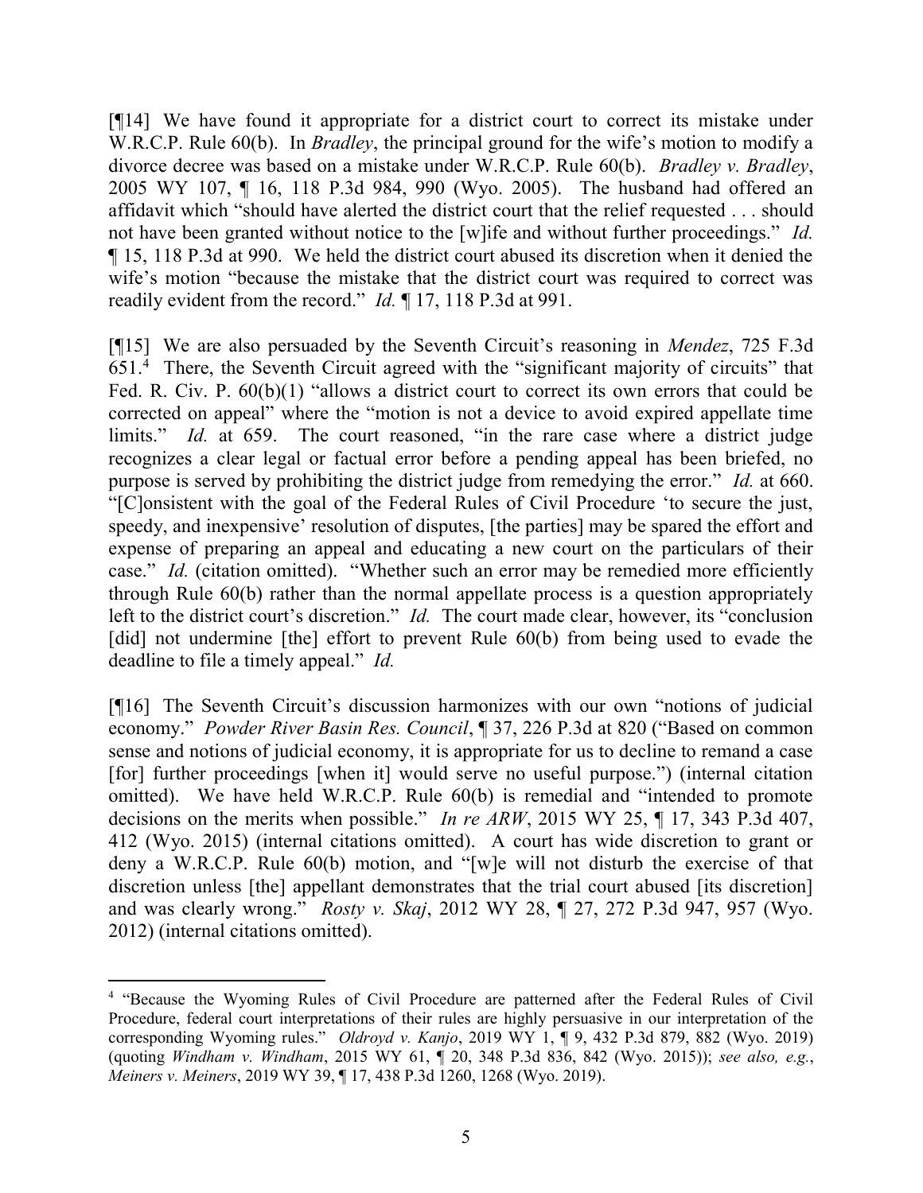[¶14] We have found it appropriate for a district court to correct its mistake under W.R.C.P. Rule 60(b). In *Bradley*, the principal ground for the wife's motion to modify a divorce decree was based on a mistake under W.R.C.P. Rule 60(b). *Bradley v. Bradley*, 2005 WY 107, ¶ 16, 118 P.3d 984, 990 (Wyo. 2005). The husband had offered an affidavit which "should have alerted the district court that the relief requested . . . should not have been granted without notice to the [w]ife and without further proceedings." *Id.* ¶ 15, 118 P.3d at 990. We held the district court abused its discretion when it denied the wife's motion "because the mistake that the district court was required to correct was readily evident from the record." *Id.* ¶ 17, 118 P.3d at 991.

[¶15] We are also persuaded by the Seventh Circuit's reasoning in *Mendez*, 725 F.3d 651.[4] There, the Seventh Circuit agreed with the "significant majority of circuits" that Fed. R. Civ. P. 60(b)(1) "allows a district court to correct its own errors that could be corrected on appeal" where the "motion is not a device to avoid expired appellate time limits." *Id.* at 659. The court reasoned, "in the rare case where a district judge recognizes a clear legal or factual error before a pending appeal has been briefed, no purpose is served by prohibiting the district judge from remedying the error." *Id.* at 660. "[C]onsistent with the goal of the Federal Rules of Civil Procedure 'to secure the just, speedy, and inexpensive' resolution of disputes, [the parties] may be spared the effort and expense of preparing an appeal and educating a new court on the particulars of their case." *Id.* (citation omitted). "Whether such an error may be remedied more efficiently through Rule 60(b) rather than the normal appellate process is a question appropriately left to the district court's discretion." *Id.* The court made clear, however, its "conclusion [did] not undermine [the] effort to prevent Rule 60(b) from being used to evade the deadline to file a timely appeal." *Id.*

[¶16] The Seventh Circuit's discussion harmonizes with our own "notions of judicial economy." *Powder River Basin Res. Council*, ¶ 37, 226 P.3d at 820 ("Based on common sense and notions of judicial economy, it is appropriate for us to decline to remand a case [for] further proceedings [when it] would serve no useful purpose.") (internal citation omitted). We have held W.R.C.P. Rule 60(b) is remedial and "intended to promote decisions on the merits when possible." *In re ARW*, 2015 WY 25, ¶ 17, 343 P.3d 407, 412 (Wyo. 2015) (internal citations omitted). A court has wide discretion to grant or deny a W.R.C.P. Rule 60(b) motion, and "[w]e will not disturb the exercise of that discretion unless [the] appellant demonstrates that the trial court abused [its discretion] and was clearly wrong." *Rosty v. Skaj*, 2012 WY 28, ¶ 27, 272 P.3d 947, 957 (Wyo. 2012) (internal citations omitted).

---

[4] "Because the Wyoming Rules of Civil Procedure are patterned after the Federal Rules of Civil Procedure, federal court interpretations of their rules are highly persuasive in our interpretation of the corresponding Wyoming rules." *Oldroyd v. Kanjo*, 2019 WY 1, ¶ 9, 432 P.3d 879, 882 (Wyo. 2019) (quoting *Windham v. Windham*, 2015 WY 61, ¶ 20, 348 P.3d 836, 842 (Wyo. 2015)); *see also, e.g.*, *Meiners v. Meiners*, 2019 WY 39, ¶ 17, 438 P.3d 1260, 1268 (Wyo. 2019).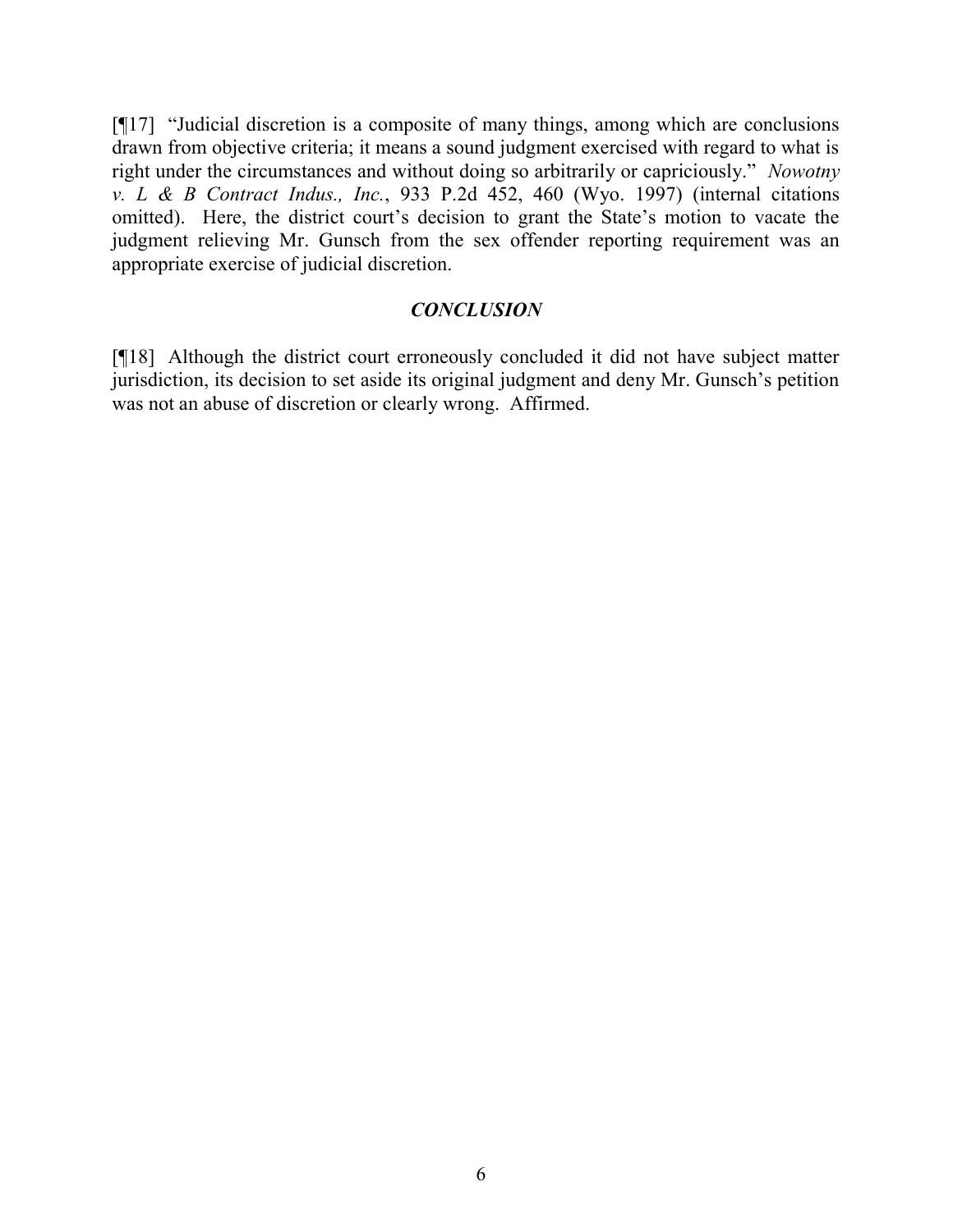[¶17] "Judicial discretion is a composite of many things, among which are conclusions drawn from objective criteria; it means a sound judgment exercised with regard to what is right under the circumstances and without doing so arbitrarily or capriciously." *Nowotny v. L & B Contract Indus., Inc.*, 933 P.2d 452, 460 (Wyo. 1997) (internal citations omitted). Here, the district court's decision to grant the State's motion to vacate the judgment relieving Mr. Gunsch from the sex offender reporting requirement was an appropriate exercise of judicial discretion.

## *CONCLUSION*

[¶18] Although the district court erroneously concluded it did not have subject matter jurisdiction, its decision to set aside its original judgment and deny Mr. Gunsch's petition was not an abuse of discretion or clearly wrong. Affirmed.